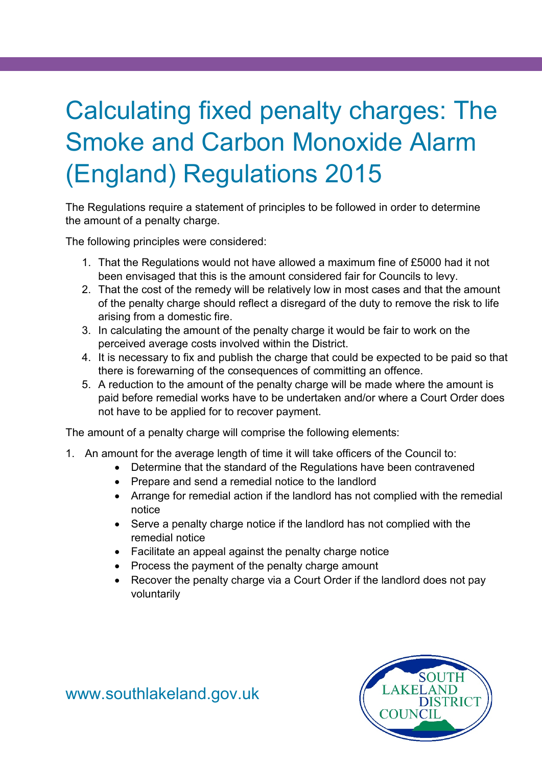# Calculating fixed penalty charges: The Smoke and Carbon Monoxide Alarm (England) Regulations 2015

The Regulations require a statement of principles to be followed in order to determine the amount of a penalty charge.

The following principles were considered:

1. That the Regulations would not have allowed a maximum fine of £5000 had it not been envisaged that this is the amount considered fair for Councils to levy.
2. That the cost of the remedy will be relatively low in most cases and that the amount of the penalty charge should reflect a disregard of the duty to remove the risk to life arising from a domestic fire.
3. In calculating the amount of the penalty charge it would be fair to work on the perceived average costs involved within the District.
4. It is necessary to fix and publish the charge that could be expected to be paid so that there is forewarning of the consequences of committing an offence.
5. A reduction to the amount of the penalty charge will be made where the amount is paid before remedial works have to be undertaken and/or where a Court Order does not have to be applied for to recover payment.

The amount of a penalty charge will comprise the following elements:

1. An amount for the average length of time it will take officers of the Council to:
   - Determine that the standard of the Regulations have been contravened
   - Prepare and send a remedial notice to the landlord
   - Arrange for remedial action if the landlord has not complied with the remedial notice
   - Serve a penalty charge notice if the landlord has not complied with the remedial notice
   - Facilitate an appeal against the penalty charge notice
   - Process the payment of the penalty charge amount
   - Recover the penalty charge via a Court Order if the landlord does not pay voluntarily

www.southlakeland.gov.uk

SOUTH LAKELAND DISTRICT COUNCIL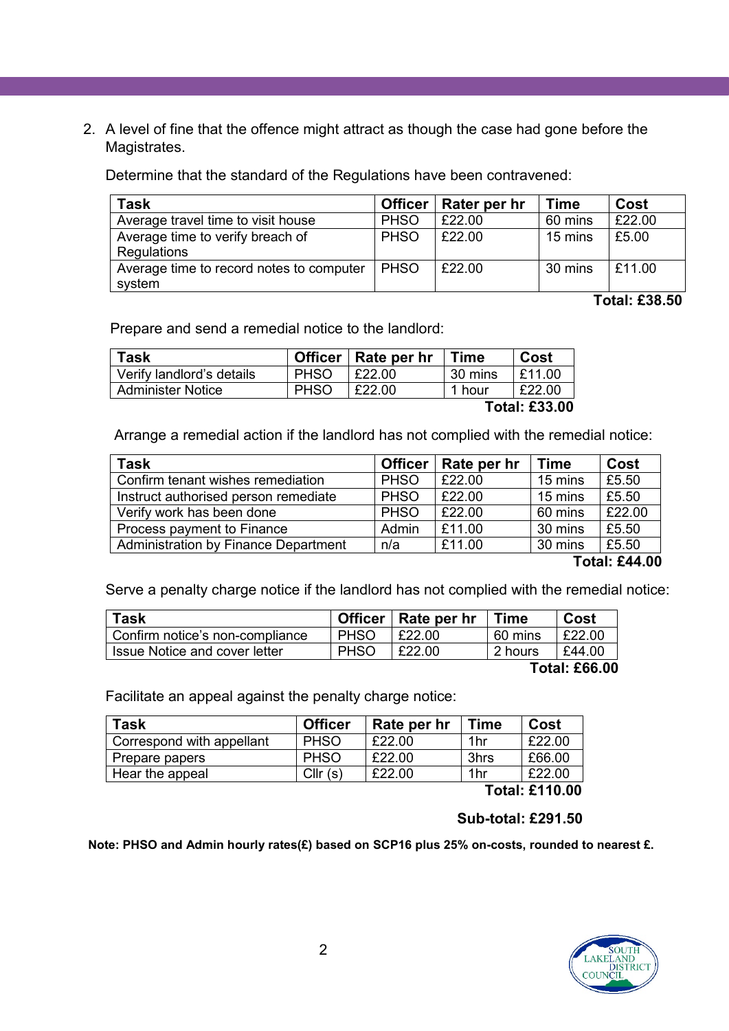2. A level of fine that the offence might attract as though the case had gone before the Magistrates.

   Determine that the standard of the Regulations have been contravened:

| Task | Officer | Rater per hr | Time | Cost |
|---|---|---|---|---|
| Average travel time to visit house | PHSO | £22.00 | 60 mins | £22.00 |
| Average time to verify breach of Regulations | PHSO | £22.00 | 15 mins | £5.00 |
| Average time to record notes to computer system | PHSO | £22.00 | 30 mins | £11.00 |

**Total: £38.50**

Prepare and send a remedial notice to the landlord:

| Task | Officer | Rate per hr | Time | Cost |
|---|---|---|---|---|
| Verify landlord's details | PHSO | £22.00 | 30 mins | £11.00 |
| Administer Notice | PHSO | £22.00 | 1 hour | £22.00 |

**Total: £33.00**

Arrange a remedial action if the landlord has not complied with the remedial notice:

| Task | Officer | Rate per hr | Time | Cost |
|---|---|---|---|---|
| Confirm tenant wishes remediation | PHSO | £22.00 | 15 mins | £5.50 |
| Instruct authorised person remediate | PHSO | £22.00 | 15 mins | £5.50 |
| Verify work has been done | PHSO | £22.00 | 60 mins | £22.00 |
| Process payment to Finance | Admin | £11.00 | 30 mins | £5.50 |
| Administration by Finance Department | n/a | £11.00 | 30 mins | £5.50 |

**Total: £44.00**

Serve a penalty charge notice if the landlord has not complied with the remedial notice:

| Task | Officer | Rate per hr | Time | Cost |
|---|---|---|---|---|
| Confirm notice's non-compliance | PHSO | £22.00 | 60 mins | £22.00 |
| Issue Notice and cover letter | PHSO | £22.00 | 2 hours | £44.00 |

**Total: £66.00**

Facilitate an appeal against the penalty charge notice:

| Task | Officer | Rate per hr | Time | Cost |
|---|---|---|---|---|
| Correspond with appellant | PHSO | £22.00 | 1hr | £22.00 |
| Prepare papers | PHSO | £22.00 | 3hrs | £66.00 |
| Hear the appeal | Cllr (s) | £22.00 | 1hr | £22.00 |

**Total: £110.00**

**Sub-total: £291.50**

**Note: PHSO and Admin hourly rates(£) based on SCP16 plus 25% on-costs, rounded to nearest £.**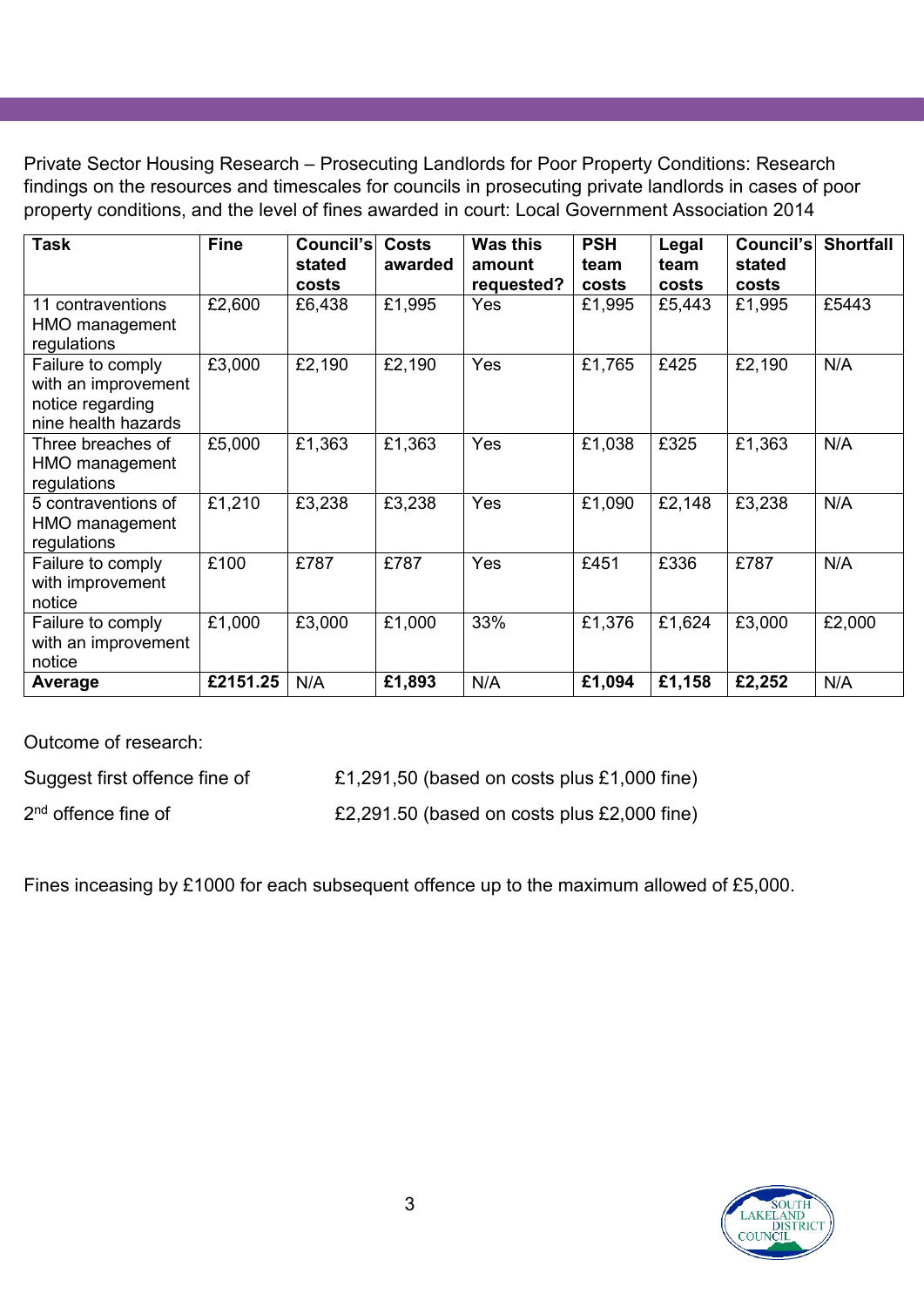Private Sector Housing Research – Prosecuting Landlords for Poor Property Conditions: Research findings on the resources and timescales for councils in prosecuting private landlords in cases of poor property conditions, and the level of fines awarded in court: Local Government Association 2014

| Task | Fine | Council's stated costs | Costs awarded | Was this amount requested? | PSH team costs | Legal team costs | Council's stated costs | Shortfall |
|---|---|---|---|---|---|---|---|---|
| 11 contraventions HMO management regulations | £2,600 | £6,438 | £1,995 | Yes | £1,995 | £5,443 | £1,995 | £5443 |
| Failure to comply with an improvement notice regarding nine health hazards | £3,000 | £2,190 | £2,190 | Yes | £1,765 | £425 | £2,190 | N/A |
| Three breaches of HMO management regulations | £5,000 | £1,363 | £1,363 | Yes | £1,038 | £325 | £1,363 | N/A |
| 5 contraventions of HMO management regulations | £1,210 | £3,238 | £3,238 | Yes | £1,090 | £2,148 | £3,238 | N/A |
| Failure to comply with improvement notice | £100 | £787 | £787 | Yes | £451 | £336 | £787 | N/A |
| Failure to comply with an improvement notice | £1,000 | £3,000 | £1,000 | 33% | £1,376 | £1,624 | £3,000 | £2,000 |
| **Average** | **£2151.25** | N/A | **£1,893** | N/A | **£1,094** | **£1,158** | **£2,252** | N/A |

Outcome of research:

Suggest first offence fine of £1,291,50 (based on costs plus £1,000 fine)

2nd offence fine of £2,291.50 (based on costs plus £2,000 fine)

Fines inceasing by £1000 for each subsequent offence up to the maximum allowed of £5,000.